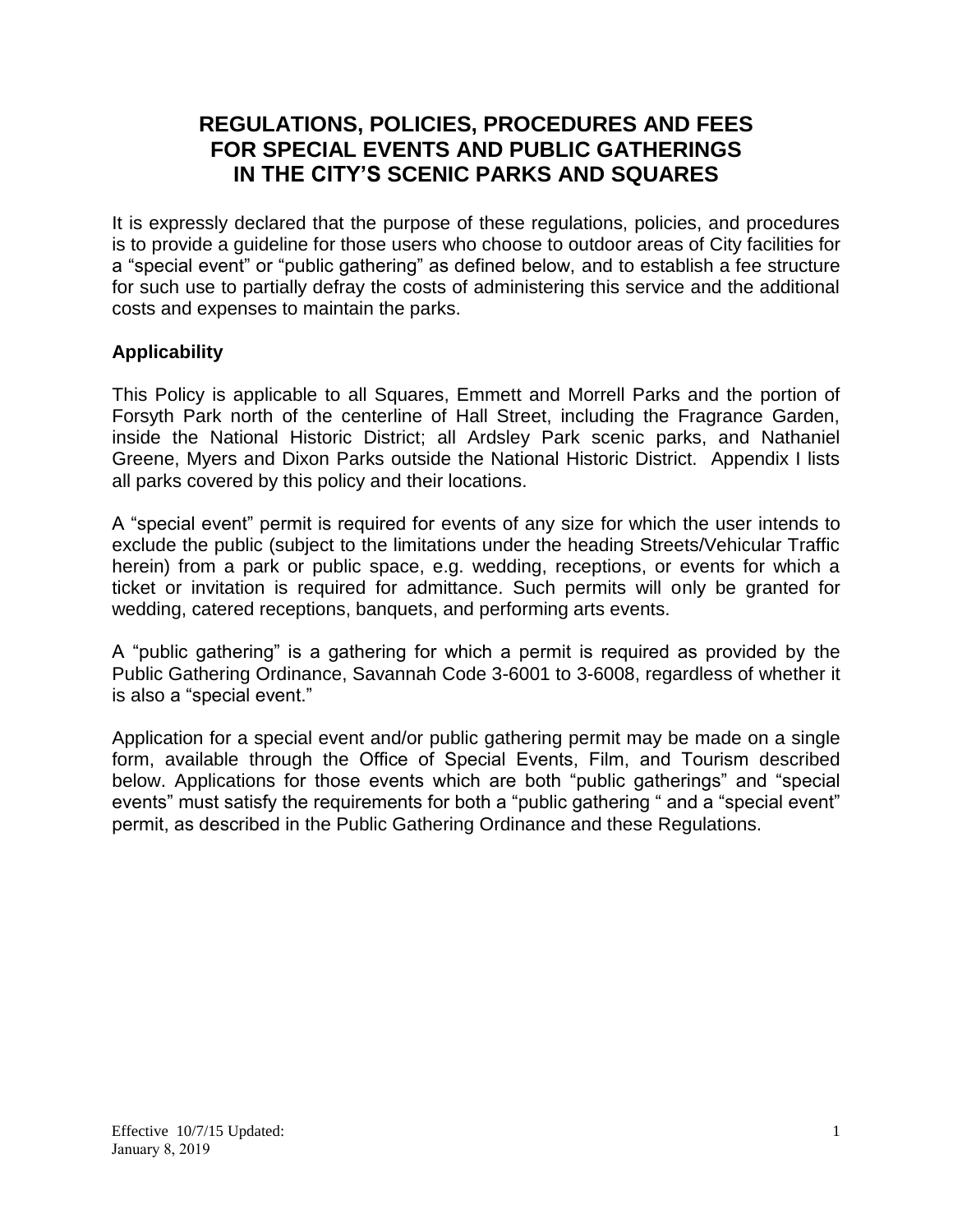# REGULATIONS, POLICIES, PROCEDURES AND FEES FOR SPECIAL EVENTS AND PUBLIC GATHERINGS IN THE CITY'S SCENIC PARKS AND SQUARES

It is expressly declared that the purpose of these regulations, policies, and procedures is to provide a guideline for those users who choose to outdoor areas of City facilities for a "special event" or "public gathering" as defined below, and to establish a fee structure for such use to partially defray the costs of administering this service and the additional costs and expenses to maintain the parks.

## Applicability

This Policy is applicable to all Squares, Emmett and Morrell Parks and the portion of Forsyth Park north of the centerline of Hall Street, including the Fragrance Garden, inside the National Historic District; all Ardsley Park scenic parks, and Nathaniel Greene, Myers and Dixon Parks outside the National Historic District. Appendix I lists all parks covered by this policy and their locations.

A "special event" permit is required for events of any size for which the user intends to exclude the public (subject to the limitations under the heading Streets/Vehicular Traffic herein) from a park or public space, e.g. wedding, receptions, or events for which a ticket or invitation is required for admittance. Such permits will only be granted for wedding, catered receptions, banquets, and performing arts events.

A "public gathering" is a gathering for which a permit is required as provided by the Public Gathering Ordinance, Savannah Code 3-6001 to 3-6008, regardless of whether it is also a "special event."

Application for a special event and/or public gathering permit may be made on a single form, available through the Office of Special Events, Film, and Tourism described below. Applications for those events which are both "public gatherings" and "special events" must satisfy the requirements for both a "public gathering " and a "special event" permit, as described in the Public Gathering Ordinance and these Regulations.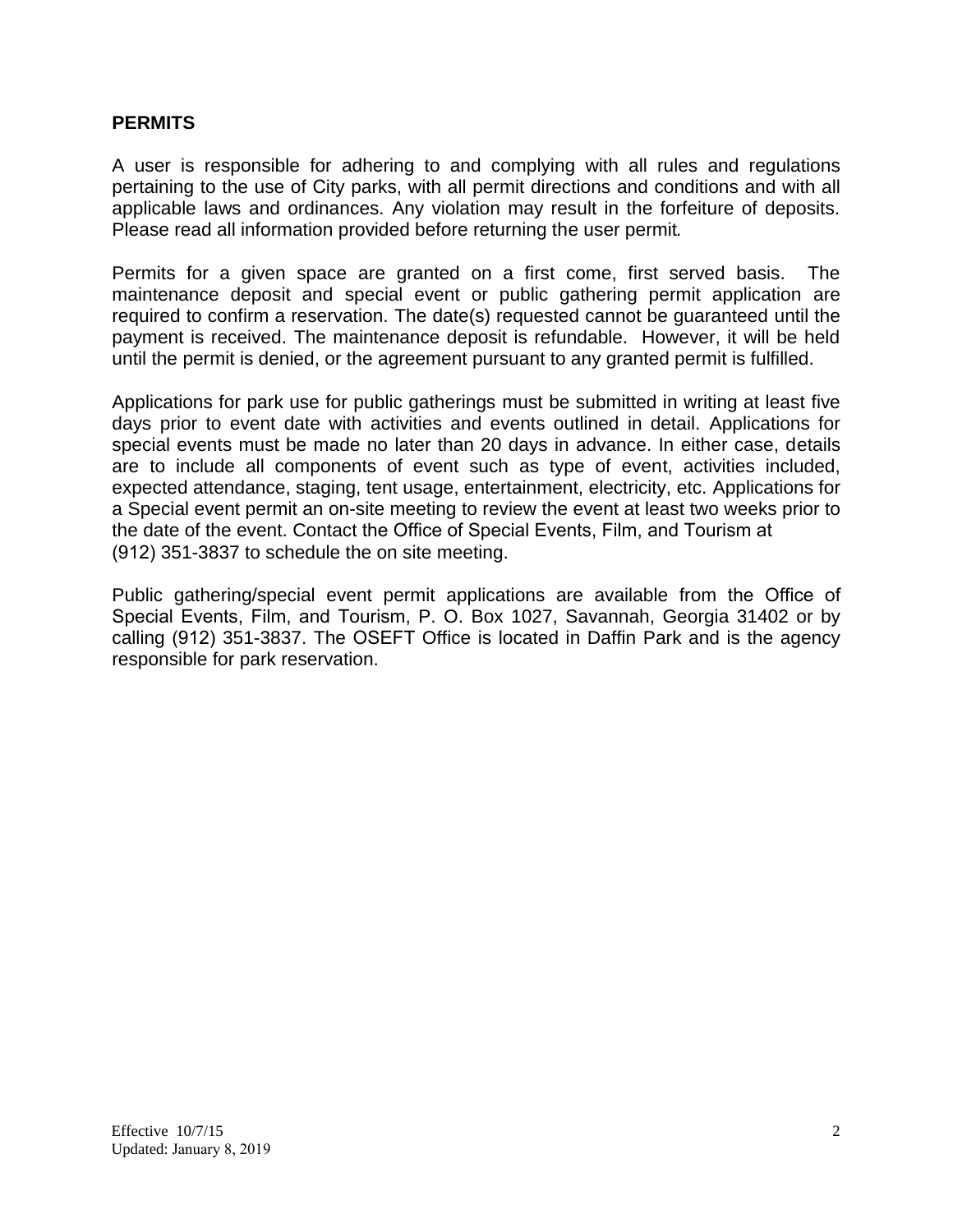## PERMITS

A user is responsible for adhering to and complying with all rules and regulations pertaining to the use of City parks, with all permit directions and conditions and with all applicable laws and ordinances. Any violation may result in the forfeiture of deposits. Please read all information provided before returning the user permit.

Permits for a given space are granted on a first come, first served basis. The maintenance deposit and special event or public gathering permit application are required to confirm a reservation. The date(s) requested cannot be guaranteed until the payment is received. The maintenance deposit is refundable. However, it will be held until the permit is denied, or the agreement pursuant to any granted permit is fulfilled.

Applications for park use for public gatherings must be submitted in writing at least five days prior to event date with activities and events outlined in detail. Applications for special events must be made no later than 20 days in advance. In either case, details are to include all components of event such as type of event, activities included, expected attendance, staging, tent usage, entertainment, electricity, etc. Applications for a Special event permit an on-site meeting to review the event at least two weeks prior to the date of the event. Contact the Office of Special Events, Film, and Tourism at (912) 351-3837 to schedule the on site meeting.

Public gathering/special event permit applications are available from the Office of Special Events, Film, and Tourism, P. O. Box 1027, Savannah, Georgia 31402 or by calling (912) 351-3837. The OSEFT Office is located in Daffin Park and is the agency responsible for park reservation.

Effective 10/7/15
Updated: January 8, 2019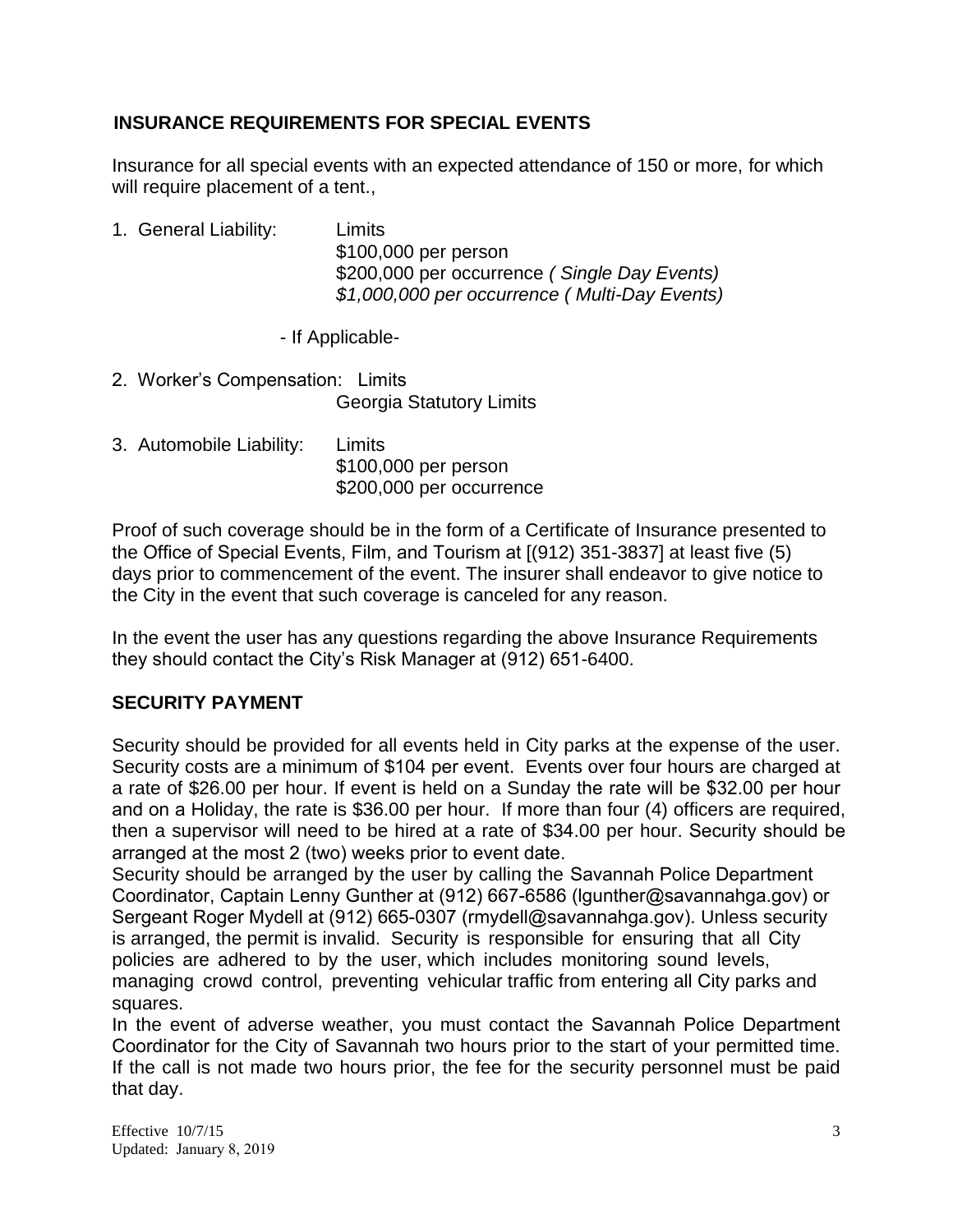## INSURANCE REQUIREMENTS FOR SPECIAL EVENTS

Insurance for all special events with an expected attendance of 150 or more, for which will require placement of a tent.,

1. General Liability: Limits
   $100,000 per person
   $200,000 per occurrence *( Single Day Events)*
   *$1,000,000 per occurrence ( Multi-Day Events)*

- If Applicable-

2. Worker's Compensation: Limits
   Georgia Statutory Limits

3. Automobile Liability: Limits
   $100,000 per person
   $200,000 per occurrence

Proof of such coverage should be in the form of a Certificate of Insurance presented to the Office of Special Events, Film, and Tourism at [(912) 351-3837] at least five (5) days prior to commencement of the event. The insurer shall endeavor to give notice to the City in the event that such coverage is canceled for any reason.

In the event the user has any questions regarding the above Insurance Requirements they should contact the City's Risk Manager at (912) 651-6400.

## SECURITY PAYMENT

Security should be provided for all events held in City parks at the expense of the user. Security costs are a minimum of $104 per event. Events over four hours are charged at a rate of $26.00 per hour. If event is held on a Sunday the rate will be $32.00 per hour and on a Holiday, the rate is $36.00 per hour. If more than four (4) officers are required, then a supervisor will need to be hired at a rate of $34.00 per hour. Security should be arranged at the most 2 (two) weeks prior to event date.

Security should be arranged by the user by calling the Savannah Police Department Coordinator, Captain Lenny Gunther at (912) 667-6586 (lgunther@savannahga.gov) or Sergeant Roger Mydell at (912) 665-0307 (rmydell@savannahga.gov). Unless security is arranged, the permit is invalid. Security is responsible for ensuring that all City policies are adhered to by the user, which includes monitoring sound levels, managing crowd control, preventing vehicular traffic from entering all City parks and squares.

In the event of adverse weather, you must contact the Savannah Police Department Coordinator for the City of Savannah two hours prior to the start of your permitted time. If the call is not made two hours prior, the fee for the security personnel must be paid that day.

Effective 10/7/15
Updated: January 8, 2019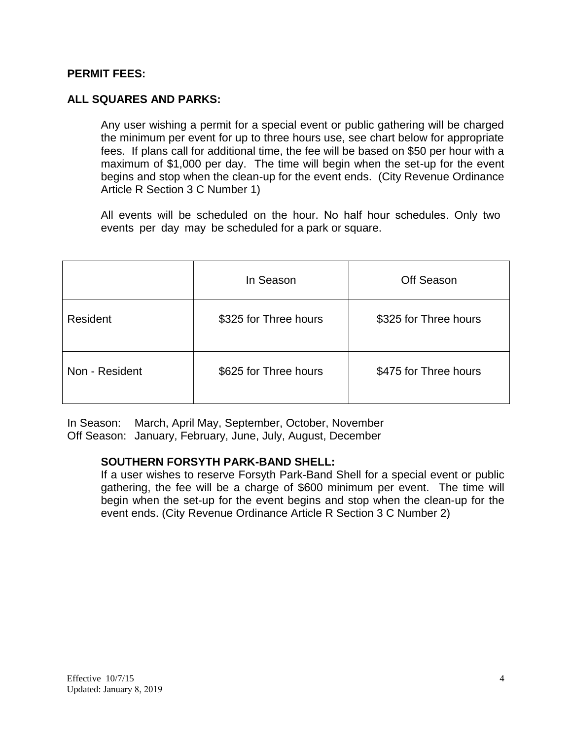## PERMIT FEES:

## ALL SQUARES AND PARKS:

Any user wishing a permit for a special event or public gathering will be charged the minimum per event for up to three hours use, see chart below for appropriate fees. If plans call for additional time, the fee will be based on $50 per hour with a maximum of $1,000 per day. The time will begin when the set-up for the event begins and stop when the clean-up for the event ends. (City Revenue Ordinance Article R Section 3 C Number 1)

All events will be scheduled on the hour. No half hour schedules. Only two events per day may be scheduled for a park or square.

| | In Season | Off Season |
|---|---|---|
| Resident | $325 for Three hours | $325 for Three hours |
| Non - Resident | $625 for Three hours | $475 for Three hours |

In Season: March, April May, September, October, November
Off Season: January, February, June, July, August, December

### SOUTHERN FORSYTH PARK-BAND SHELL:

If a user wishes to reserve Forsyth Park-Band Shell for a special event or public gathering, the fee will be a charge of $600 minimum per event. The time will begin when the set-up for the event begins and stop when the clean-up for the event ends. (City Revenue Ordinance Article R Section 3 C Number 2)

Effective 10/7/15
Updated: January 8, 2019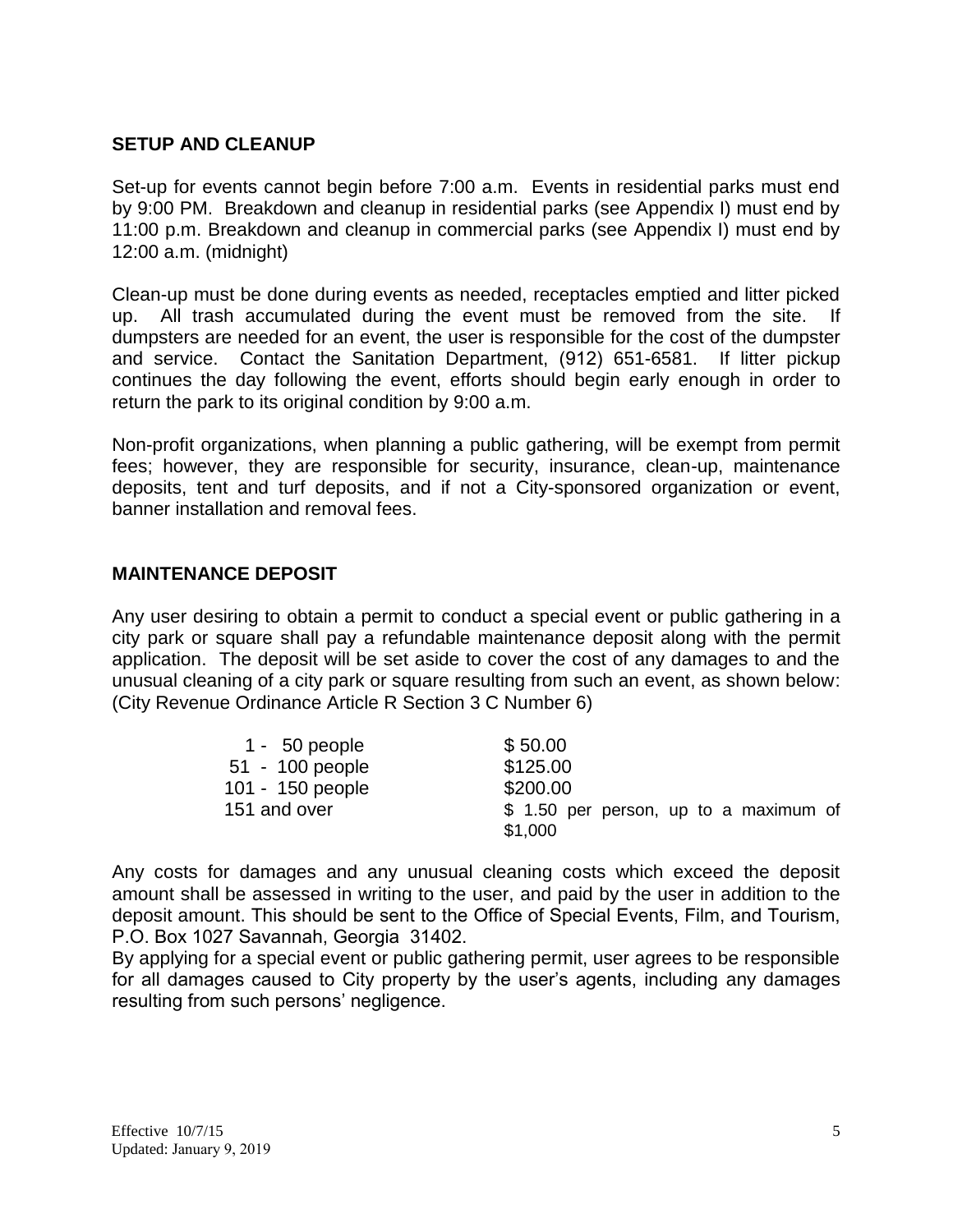## SETUP AND CLEANUP

Set-up for events cannot begin before 7:00 a.m. Events in residential parks must end by 9:00 PM. Breakdown and cleanup in residential parks (see Appendix I) must end by 11:00 p.m. Breakdown and cleanup in commercial parks (see Appendix I) must end by 12:00 a.m. (midnight)

Clean-up must be done during events as needed, receptacles emptied and litter picked up. All trash accumulated during the event must be removed from the site. If dumpsters are needed for an event, the user is responsible for the cost of the dumpster and service. Contact the Sanitation Department, (912) 651-6581. If litter pickup continues the day following the event, efforts should begin early enough in order to return the park to its original condition by 9:00 a.m.

Non-profit organizations, when planning a public gathering, will be exempt from permit fees; however, they are responsible for security, insurance, clean-up, maintenance deposits, tent and turf deposits, and if not a City-sponsored organization or event, banner installation and removal fees.

## MAINTENANCE DEPOSIT

Any user desiring to obtain a permit to conduct a special event or public gathering in a city park or square shall pay a refundable maintenance deposit along with the permit application. The deposit will be set aside to cover the cost of any damages to and the unusual cleaning of a city park or square resulting from such an event, as shown below: (City Revenue Ordinance Article R Section 3 C Number 6)

| | |
|---|---|
| 1 - 50 people | $ 50.00 |
| 51 - 100 people | $125.00 |
| 101 - 150 people | $200.00 |
| 151 and over | $ 1.50 per person, up to a maximum of $1,000 |

Any costs for damages and any unusual cleaning costs which exceed the deposit amount shall be assessed in writing to the user, and paid by the user in addition to the deposit amount. This should be sent to the Office of Special Events, Film, and Tourism, P.O. Box 1027 Savannah, Georgia 31402.

By applying for a special event or public gathering permit, user agrees to be responsible for all damages caused to City property by the user's agents, including any damages resulting from such persons' negligence.

Effective 10/7/15
Updated: January 9, 2019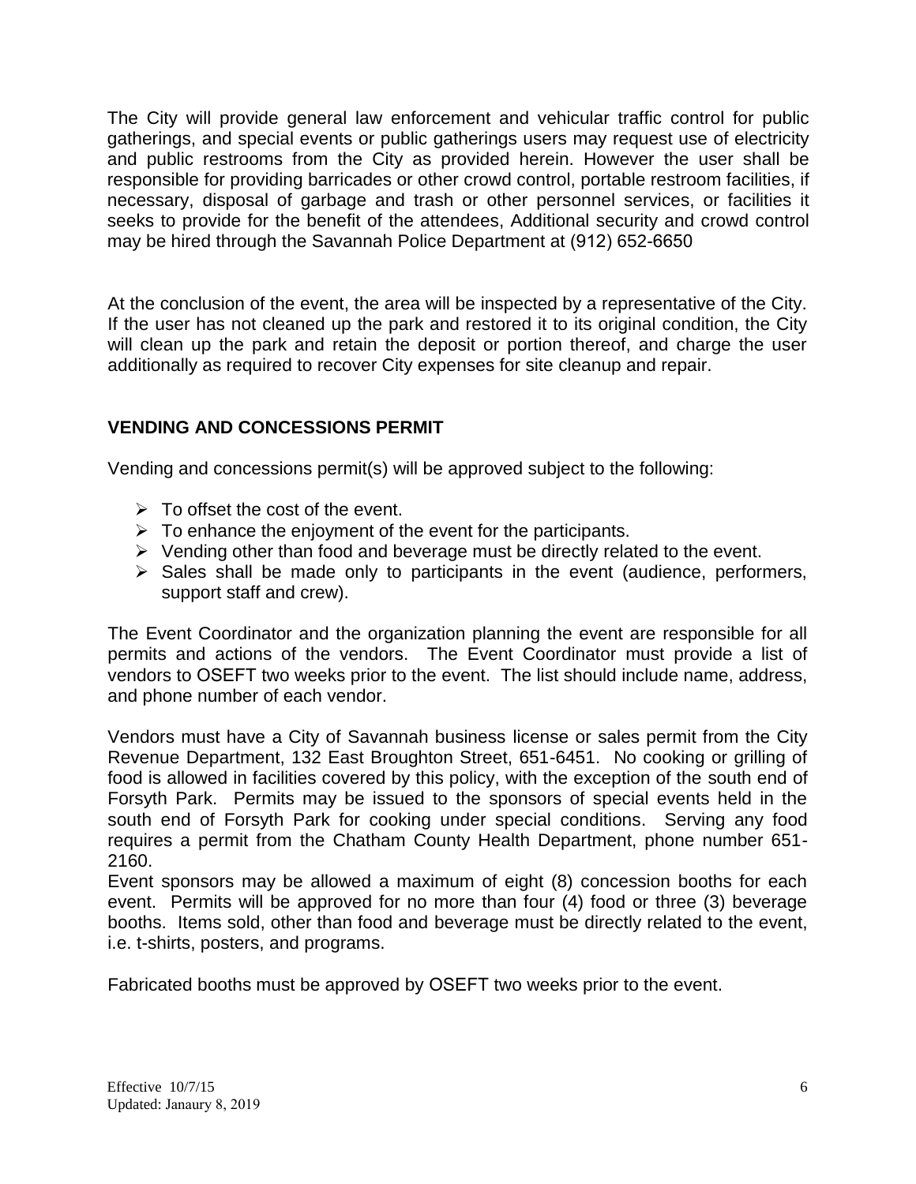The City will provide general law enforcement and vehicular traffic control for public gatherings, and special events or public gatherings users may request use of electricity and public restrooms from the City as provided herein. However the user shall be responsible for providing barricades or other crowd control, portable restroom facilities, if necessary, disposal of garbage and trash or other personnel services, or facilities it seeks to provide for the benefit of the attendees, Additional security and crowd control may be hired through the Savannah Police Department at (912) 652-6650

At the conclusion of the event, the area will be inspected by a representative of the City. If the user has not cleaned up the park and restored it to its original condition, the City will clean up the park and retain the deposit or portion thereof, and charge the user additionally as required to recover City expenses for site cleanup and repair.

## VENDING AND CONCESSIONS PERMIT

Vending and concessions permit(s) will be approved subject to the following:

- To offset the cost of the event.
- To enhance the enjoyment of the event for the participants.
- Vending other than food and beverage must be directly related to the event.
- Sales shall be made only to participants in the event (audience, performers, support staff and crew).

The Event Coordinator and the organization planning the event are responsible for all permits and actions of the vendors. The Event Coordinator must provide a list of vendors to OSEFT two weeks prior to the event. The list should include name, address, and phone number of each vendor.

Vendors must have a City of Savannah business license or sales permit from the City Revenue Department, 132 East Broughton Street, 651-6451. No cooking or grilling of food is allowed in facilities covered by this policy, with the exception of the south end of Forsyth Park. Permits may be issued to the sponsors of special events held in the south end of Forsyth Park for cooking under special conditions. Serving any food requires a permit from the Chatham County Health Department, phone number 651-2160.
Event sponsors may be allowed a maximum of eight (8) concession booths for each event. Permits will be approved for no more than four (4) food or three (3) beverage booths. Items sold, other than food and beverage must be directly related to the event, i.e. t-shirts, posters, and programs.

Fabricated booths must be approved by OSEFT two weeks prior to the event.

Effective 10/7/15
Updated: Janaury 8, 2019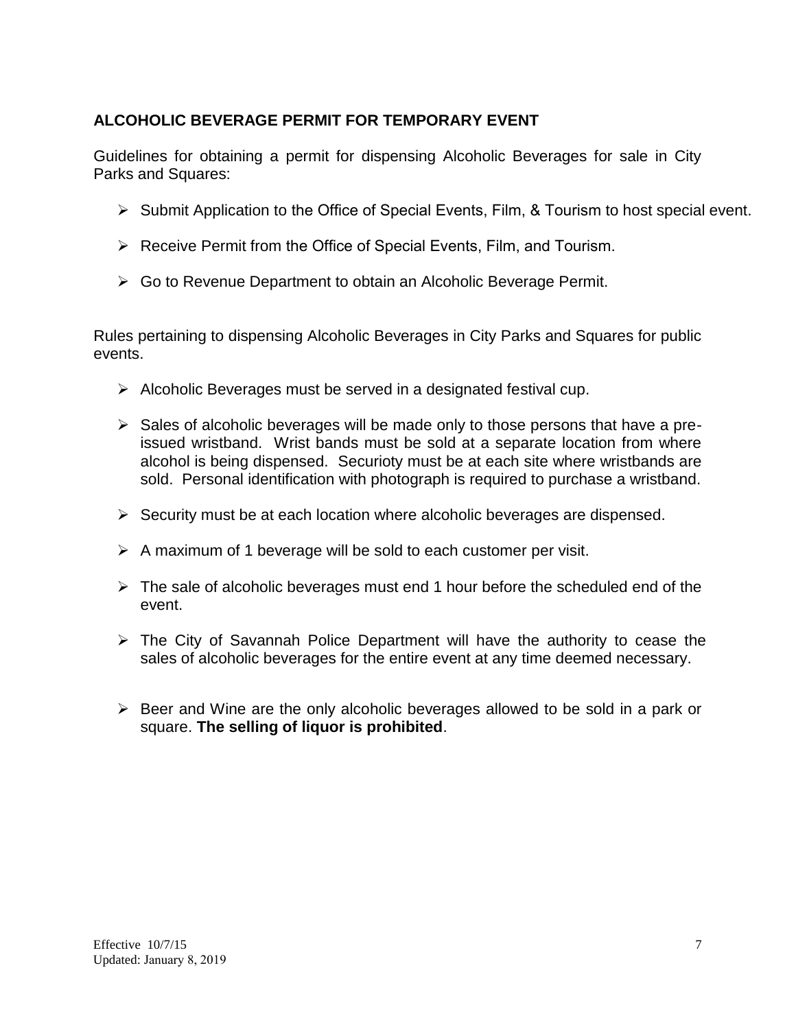## ALCOHOLIC BEVERAGE PERMIT FOR TEMPORARY EVENT

Guidelines for obtaining a permit for dispensing Alcoholic Beverages for sale in City Parks and Squares:

- Submit Application to the Office of Special Events, Film, & Tourism to host special event.
- Receive Permit from the Office of Special Events, Film, and Tourism.
- Go to Revenue Department to obtain an Alcoholic Beverage Permit.

Rules pertaining to dispensing Alcoholic Beverages in City Parks and Squares for public events.

- Alcoholic Beverages must be served in a designated festival cup.
- Sales of alcoholic beverages will be made only to those persons that have a pre-issued wristband. Wrist bands must be sold at a separate location from where alcohol is being dispensed. Securioty must be at each site where wristbands are sold. Personal identification with photograph is required to purchase a wristband.
- Security must be at each location where alcoholic beverages are dispensed.
- A maximum of 1 beverage will be sold to each customer per visit.
- The sale of alcoholic beverages must end 1 hour before the scheduled end of the event.
- The City of Savannah Police Department will have the authority to cease the sales of alcoholic beverages for the entire event at any time deemed necessary.
- Beer and Wine are the only alcoholic beverages allowed to be sold in a park or square. **The selling of liquor is prohibited**.

Effective 10/7/15
Updated: January 8, 2019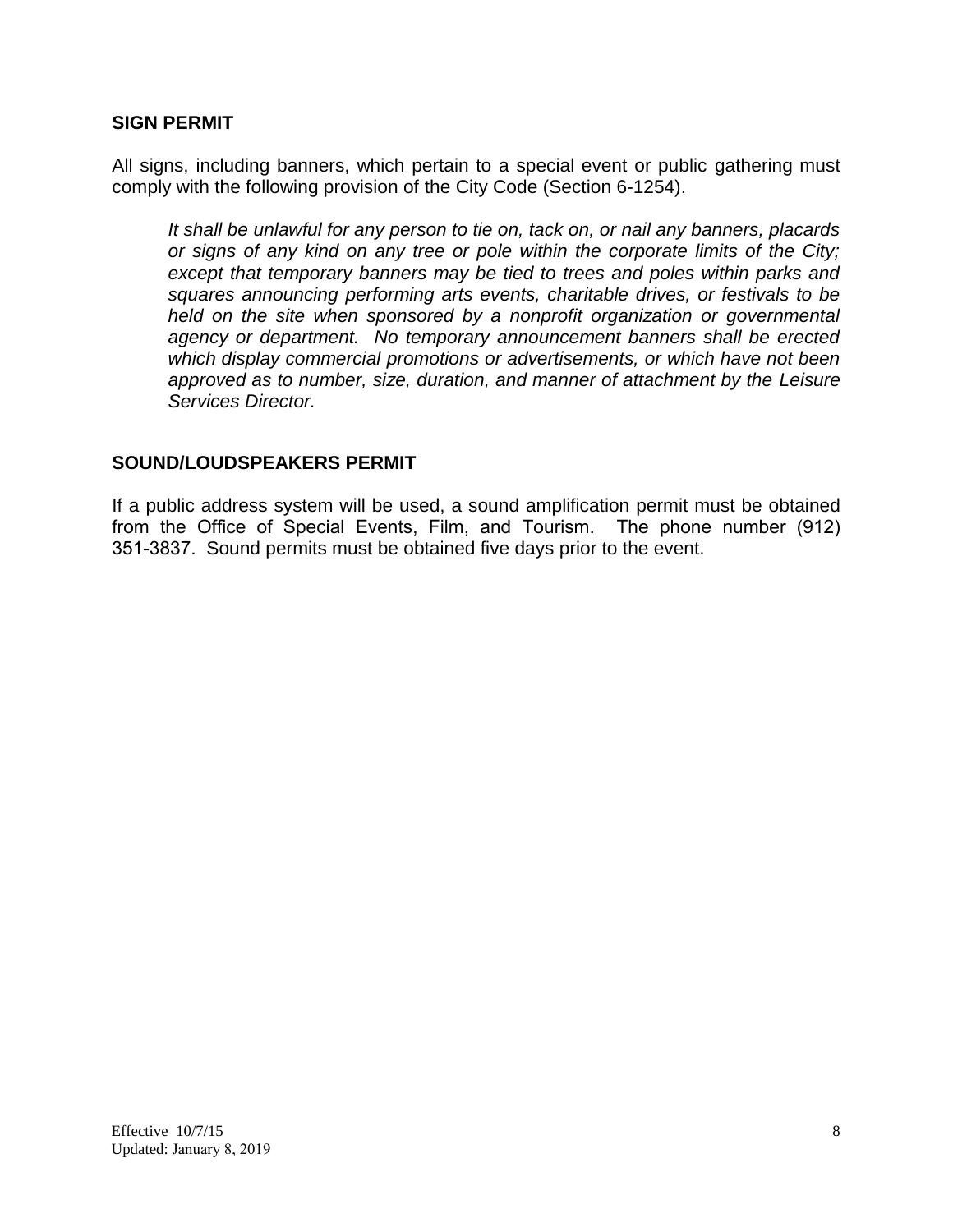## SIGN PERMIT

All signs, including banners, which pertain to a special event or public gathering must comply with the following provision of the City Code (Section 6-1254).

> *It shall be unlawful for any person to tie on, tack on, or nail any banners, placards or signs of any kind on any tree or pole within the corporate limits of the City; except that temporary banners may be tied to trees and poles within parks and squares announcing performing arts events, charitable drives, or festivals to be held on the site when sponsored by a nonprofit organization or governmental agency or department. No temporary announcement banners shall be erected which display commercial promotions or advertisements, or which have not been approved as to number, size, duration, and manner of attachment by the Leisure Services Director.*

## SOUND/LOUDSPEAKERS PERMIT

If a public address system will be used, a sound amplification permit must be obtained from the Office of Special Events, Film, and Tourism. The phone number (912) 351-3837. Sound permits must be obtained five days prior to the event.

Effective 10/7/15
Updated: January 8, 2019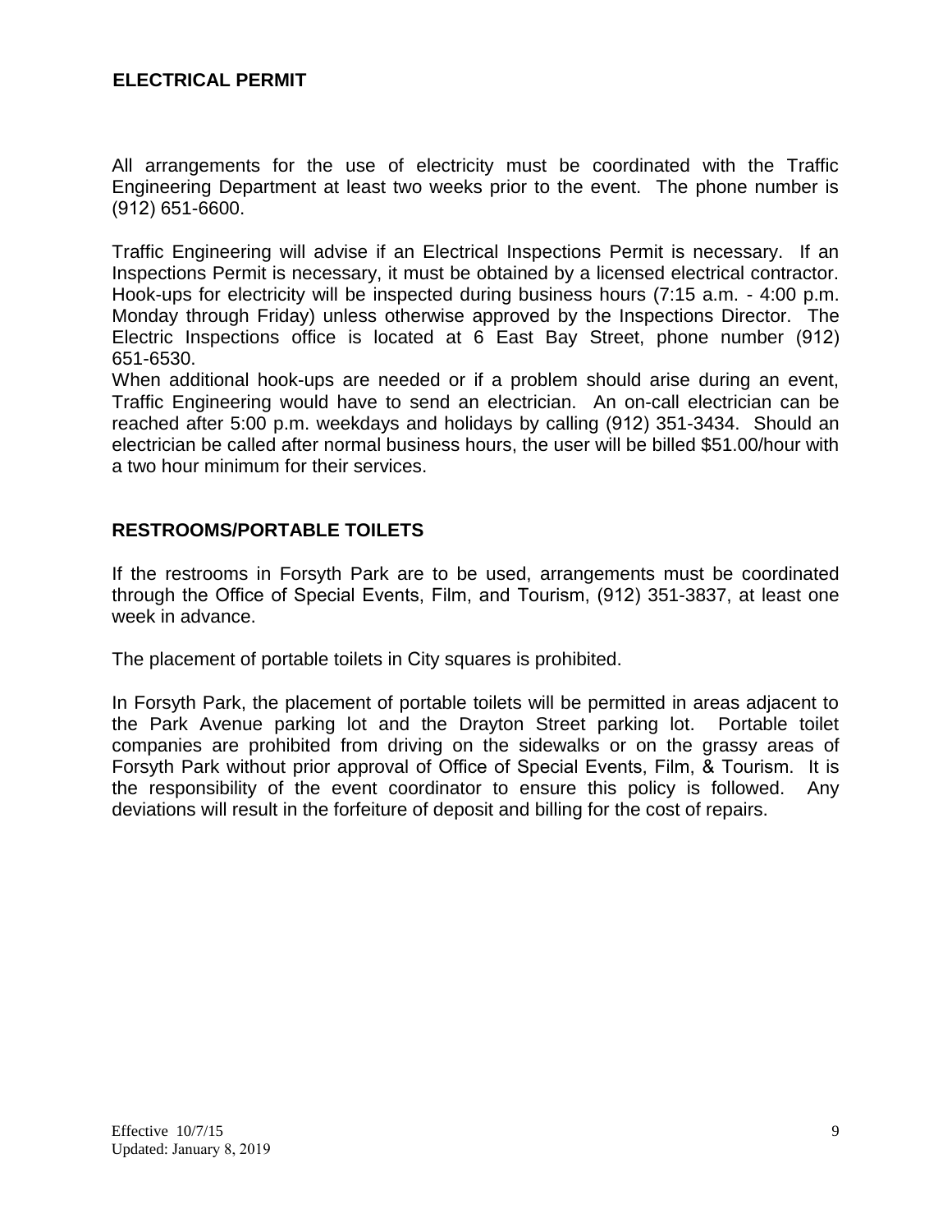## ELECTRICAL PERMIT

All arrangements for the use of electricity must be coordinated with the Traffic Engineering Department at least two weeks prior to the event. The phone number is (912) 651-6600.

Traffic Engineering will advise if an Electrical Inspections Permit is necessary. If an Inspections Permit is necessary, it must be obtained by a licensed electrical contractor. Hook-ups for electricity will be inspected during business hours (7:15 a.m. - 4:00 p.m. Monday through Friday) unless otherwise approved by the Inspections Director. The Electric Inspections office is located at 6 East Bay Street, phone number (912) 651-6530.

When additional hook-ups are needed or if a problem should arise during an event, Traffic Engineering would have to send an electrician. An on-call electrician can be reached after 5:00 p.m. weekdays and holidays by calling (912) 351-3434. Should an electrician be called after normal business hours, the user will be billed $51.00/hour with a two hour minimum for their services.

## RESTROOMS/PORTABLE TOILETS

If the restrooms in Forsyth Park are to be used, arrangements must be coordinated through the Office of Special Events, Film, and Tourism, (912) 351-3837, at least one week in advance.

The placement of portable toilets in City squares is prohibited.

In Forsyth Park, the placement of portable toilets will be permitted in areas adjacent to the Park Avenue parking lot and the Drayton Street parking lot. Portable toilet companies are prohibited from driving on the sidewalks or on the grassy areas of Forsyth Park without prior approval of Office of Special Events, Film, & Tourism. It is the responsibility of the event coordinator to ensure this policy is followed. Any deviations will result in the forfeiture of deposit and billing for the cost of repairs.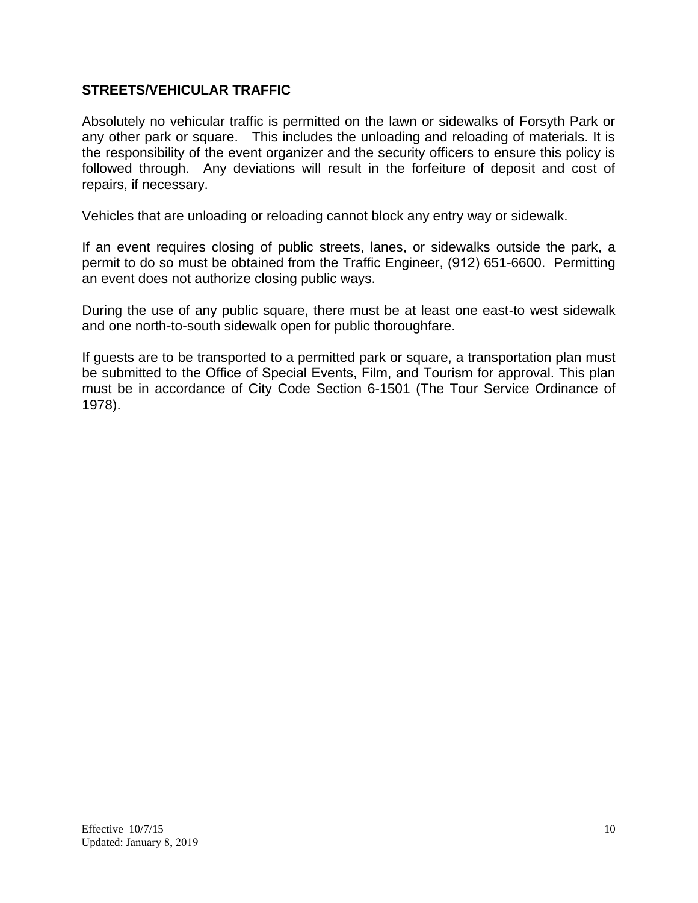## STREETS/VEHICULAR TRAFFIC

Absolutely no vehicular traffic is permitted on the lawn or sidewalks of Forsyth Park or any other park or square. This includes the unloading and reloading of materials. It is the responsibility of the event organizer and the security officers to ensure this policy is followed through. Any deviations will result in the forfeiture of deposit and cost of repairs, if necessary.

Vehicles that are unloading or reloading cannot block any entry way or sidewalk.

If an event requires closing of public streets, lanes, or sidewalks outside the park, a permit to do so must be obtained from the Traffic Engineer, (912) 651-6600. Permitting an event does not authorize closing public ways.

During the use of any public square, there must be at least one east-to west sidewalk and one north-to-south sidewalk open for public thoroughfare.

If guests are to be transported to a permitted park or square, a transportation plan must be submitted to the Office of Special Events, Film, and Tourism for approval. This plan must be in accordance of City Code Section 6-1501 (The Tour Service Ordinance of 1978).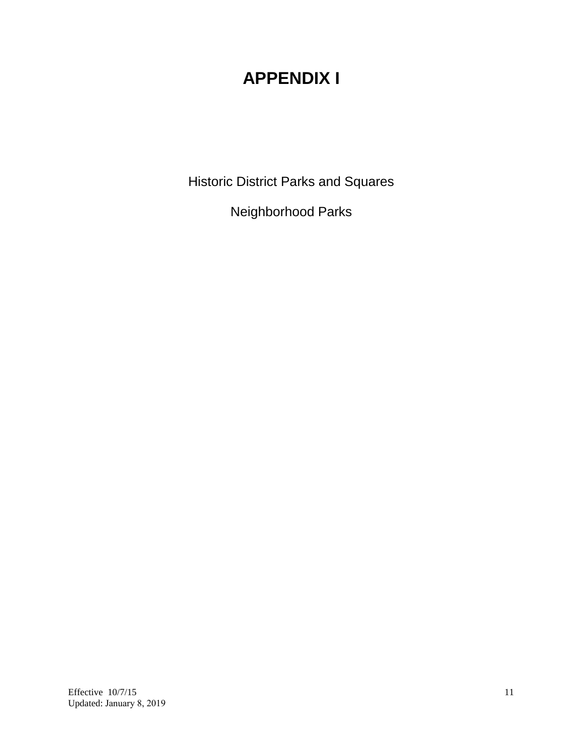# APPENDIX I

Historic District Parks and Squares

Neighborhood Parks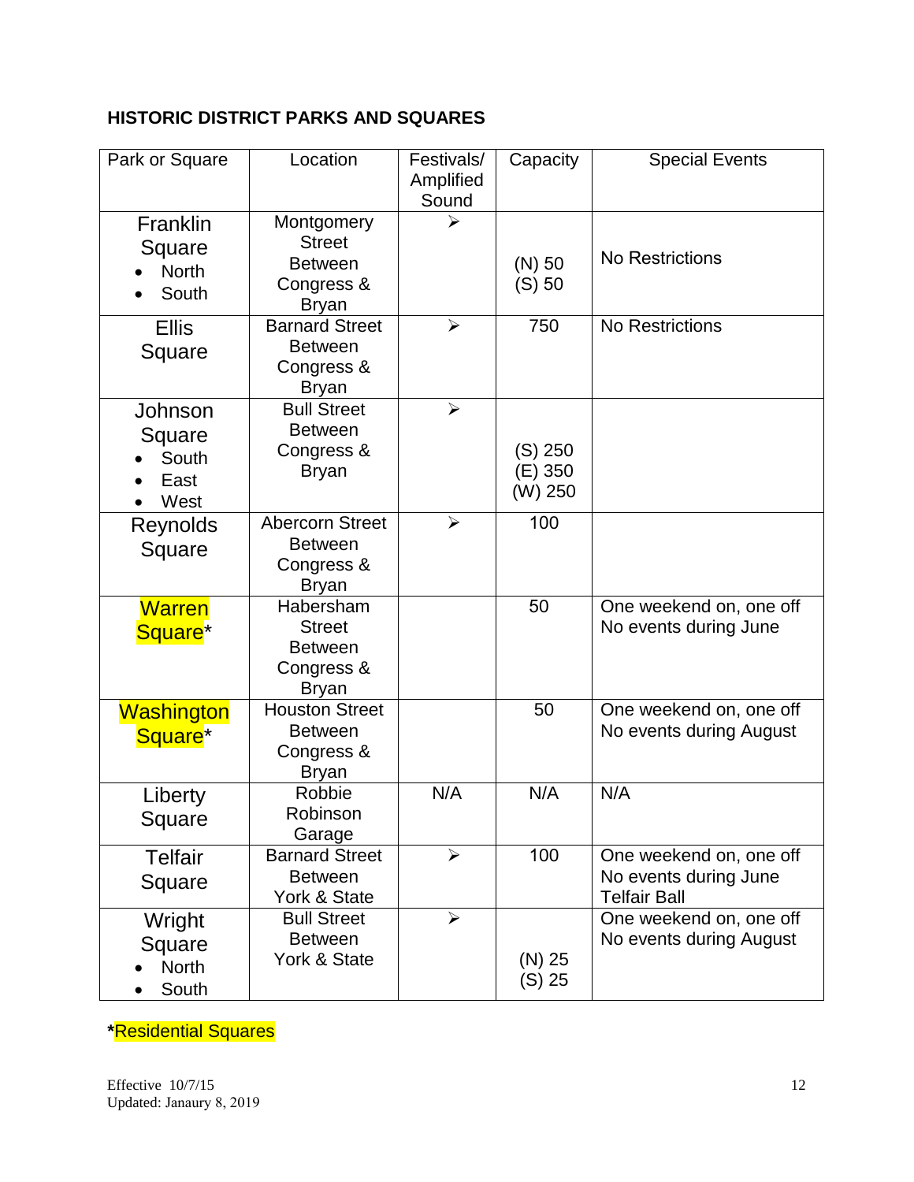## HISTORIC DISTRICT PARKS AND SQUARES

| Park or Square | Location | Festivals/ Amplified Sound | Capacity | Special Events |
|---|---|---|---|---|
| Franklin Square<br>• North<br>• South | Montgomery Street Between Congress & Bryan | ➢ | (N) 50<br>(S) 50 | No Restrictions |
| Ellis Square | Barnard Street Between Congress & Bryan | ➢ | 750 | No Restrictions |
| Johnson Square<br>• South<br>• East<br>• West | Bull Street Between Congress & Bryan | ➢ | (S) 250<br>(E) 350<br>(W) 250 | |
| Reynolds Square | Abercorn Street Between Congress & Bryan | ➢ | 100 | |
| Warren Square* | Habersham Street Between Congress & Bryan | | 50 | One weekend on, one off<br>No events during June |
| Washington Square* | Houston Street Between Congress & Bryan | | 50 | One weekend on, one off<br>No events during August |
| Liberty Square | Robbie Robinson Garage | N/A | N/A | N/A |
| Telfair Square | Barnard Street Between York & State | ➢ | 100 | One weekend on, one off<br>No events during June<br>Telfair Ball |
| Wright Square<br>• North<br>• South | Bull Street Between York & State | ➢ | (N) 25<br>(S) 25 | One weekend on, one off<br>No events during August |

***Residential Squares**

Effective 10/7/15
Updated: Janaury 8, 2019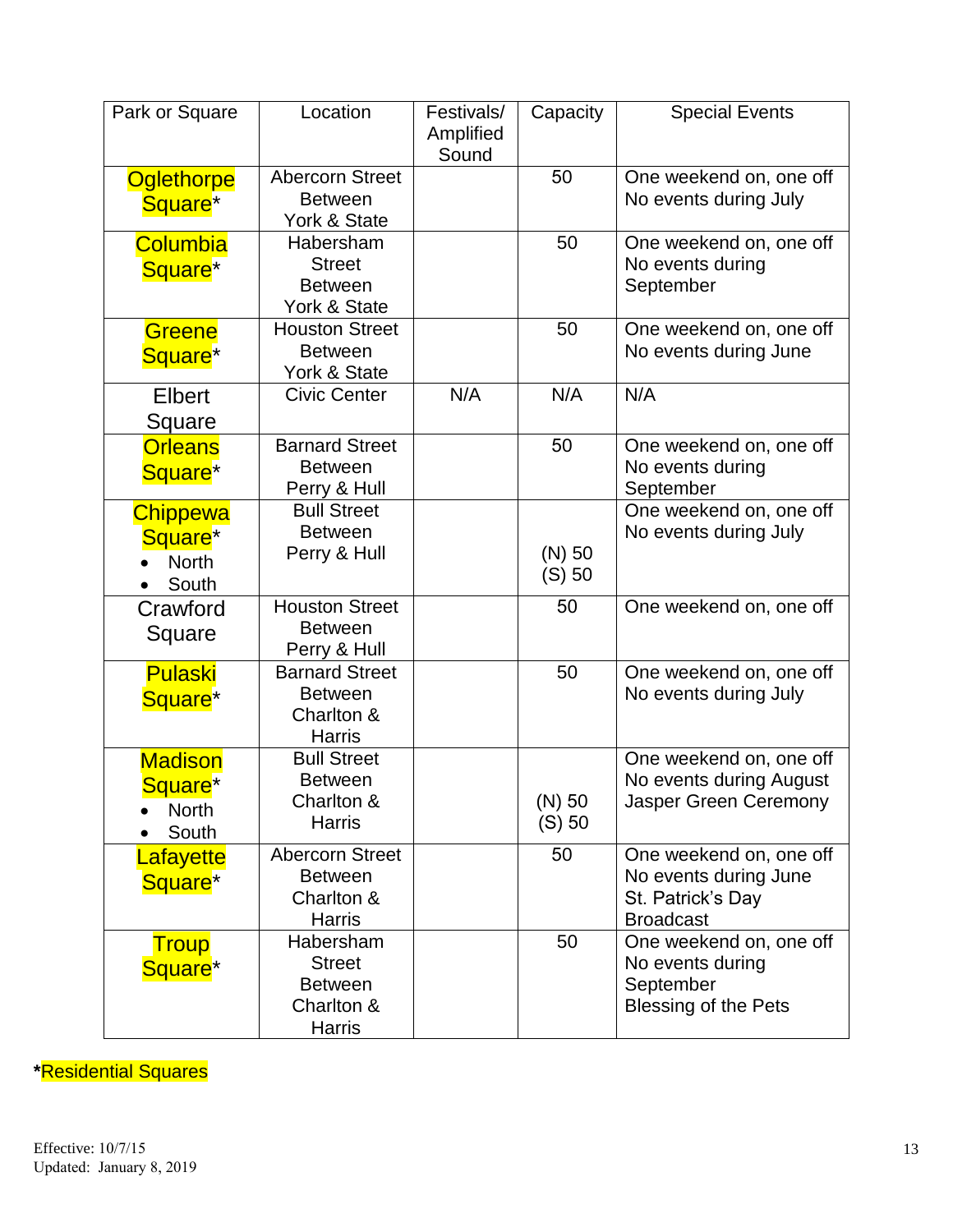| Park or Square | Location | Festivals/ Amplified Sound | Capacity | Special Events |
|---|---|---|---|---|
| Oglethorpe Square* | Abercorn Street Between York & State | | 50 | One weekend on, one off<br>No events during July |
| Columbia Square* | Habersham Street Between York & State | | 50 | One weekend on, one off<br>No events during September |
| Greene Square* | Houston Street Between York & State | | 50 | One weekend on, one off<br>No events during June |
| Elbert Square | Civic Center | N/A | N/A | N/A |
| Orleans Square* | Barnard Street Between Perry & Hull | | 50 | One weekend on, one off<br>No events during September |
| Chippewa Square*<br>• North<br>• South | Bull Street Between Perry & Hull | | (N) 50<br>(S) 50 | One weekend on, one off<br>No events during July |
| Crawford Square | Houston Street Between Perry & Hull | | 50 | One weekend on, one off |
| Pulaski Square* | Barnard Street Between Charlton & Harris | | 50 | One weekend on, one off<br>No events during July |
| Madison Square*<br>• North<br>• South | Bull Street Between Charlton & Harris | | (N) 50<br>(S) 50 | One weekend on, one off<br>No events during August<br>Jasper Green Ceremony |
| Lafayette Square* | Abercorn Street Between Charlton & Harris | | 50 | One weekend on, one off<br>No events during June<br>St. Patrick's Day Broadcast |
| Troup Square* | Habersham Street Between Charlton & Harris | | 50 | One weekend on, one off<br>No events during September<br>Blessing of the Pets |

***Residential Squares**

Effective: 10/7/15
Updated: January 8, 2019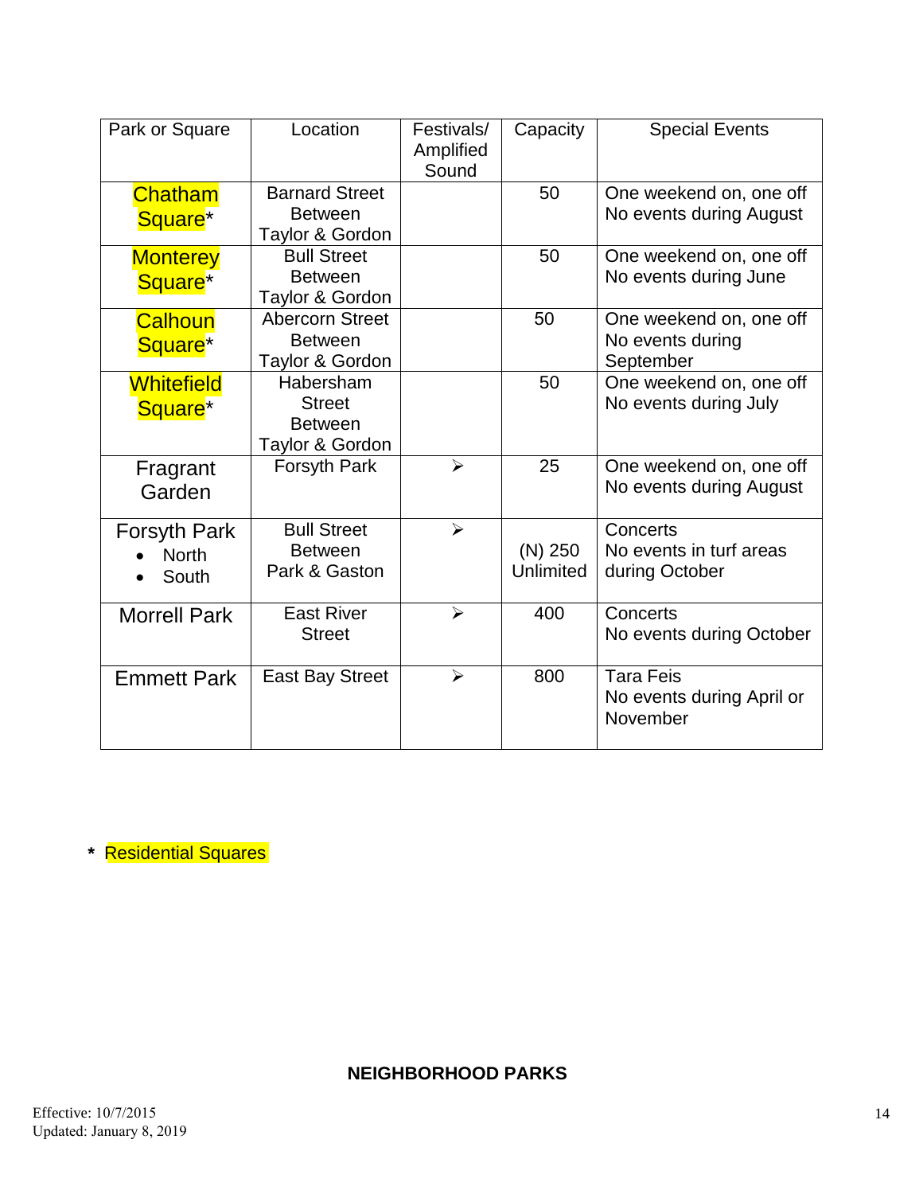| Park or Square | Location | Festivals/ Amplified Sound | Capacity | Special Events |
|---|---|---|---|---|
| Chatham Square* | Barnard Street Between Taylor & Gordon | | 50 | One weekend on, one off<br>No events during August |
| Monterey Square* | Bull Street Between Taylor & Gordon | | 50 | One weekend on, one off<br>No events during June |
| Calhoun Square* | Abercorn Street Between Taylor & Gordon | | 50 | One weekend on, one off<br>No events during September |
| Whitefield Square* | Habersham Street Between Taylor & Gordon | | 50 | One weekend on, one off<br>No events during July |
| Fragrant Garden | Forsyth Park | ➢ | 25 | One weekend on, one off<br>No events during August |
| Forsyth Park<br>• North<br>• South | Bull Street Between Park & Gaston | ➢ | (N) 250<br>Unlimited | Concerts<br>No events in turf areas during October |
| Morrell Park | East River Street | ➢ | 400 | Concerts<br>No events during October |
| Emmett Park | East Bay Street | ➢ | 800 | Tara Feis<br>No events during April or November |

\* Residential Squares

**NEIGHBORHOOD PARKS**

Effective: 10/7/2015
Updated: January 8, 2019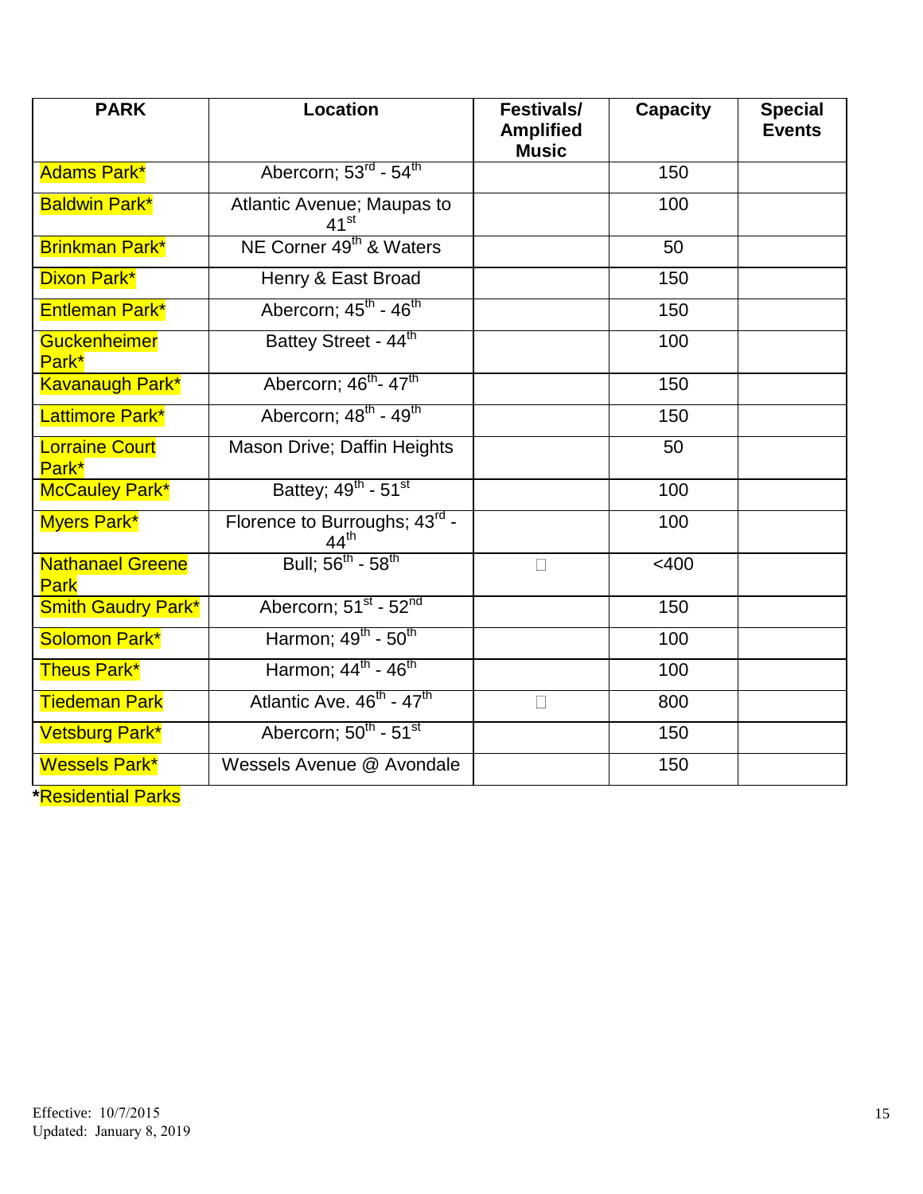| PARK | Location | Festivals/ Amplified Music | Capacity | Special Events |
|---|---|---|---|---|
| Adams Park* | Abercorn; 53rd - 54th | | 150 | |
| Baldwin Park* | Atlantic Avenue; Maupas to 41st | | 100 | |
| Brinkman Park* | NE Corner 49th & Waters | | 50 | |
| Dixon Park* | Henry & East Broad | | 150 | |
| Entleman Park* | Abercorn; 45th - 46th | | 150 | |
| Guckenheimer Park* | Battey Street - 44th | | 100 | |
| Kavanaugh Park* | Abercorn; 46th- 47th | | 150 | |
| Lattimore Park* | Abercorn; 48th - 49th | | 150 | |
| Lorraine Court Park* | Mason Drive; Daffin Heights | | 50 | |
| McCauley Park* | Battey; 49th - 51st | | 100 | |
| Myers Park* | Florence to Burroughs; 43rd - 44th | | 100 | |
| Nathanael Greene Park | Bull; 56th - 58th | ☐ | <400 | |
| Smith Gaudry Park* | Abercorn; 51st - 52nd | | 150 | |
| Solomon Park* | Harmon; 49th - 50th | | 100 | |
| Theus Park* | Harmon; 44th - 46th | | 100 | |
| Tiedeman Park | Atlantic Ave. 46th - 47th | ☐ | 800 | |
| Vetsburg Park* | Abercorn; 50th - 51st | | 150 | |
| Wessels Park* | Wessels Avenue @ Avondale | | 150 | |

*Residential Parks

Effective: 10/7/2015
Updated: January 8, 2019